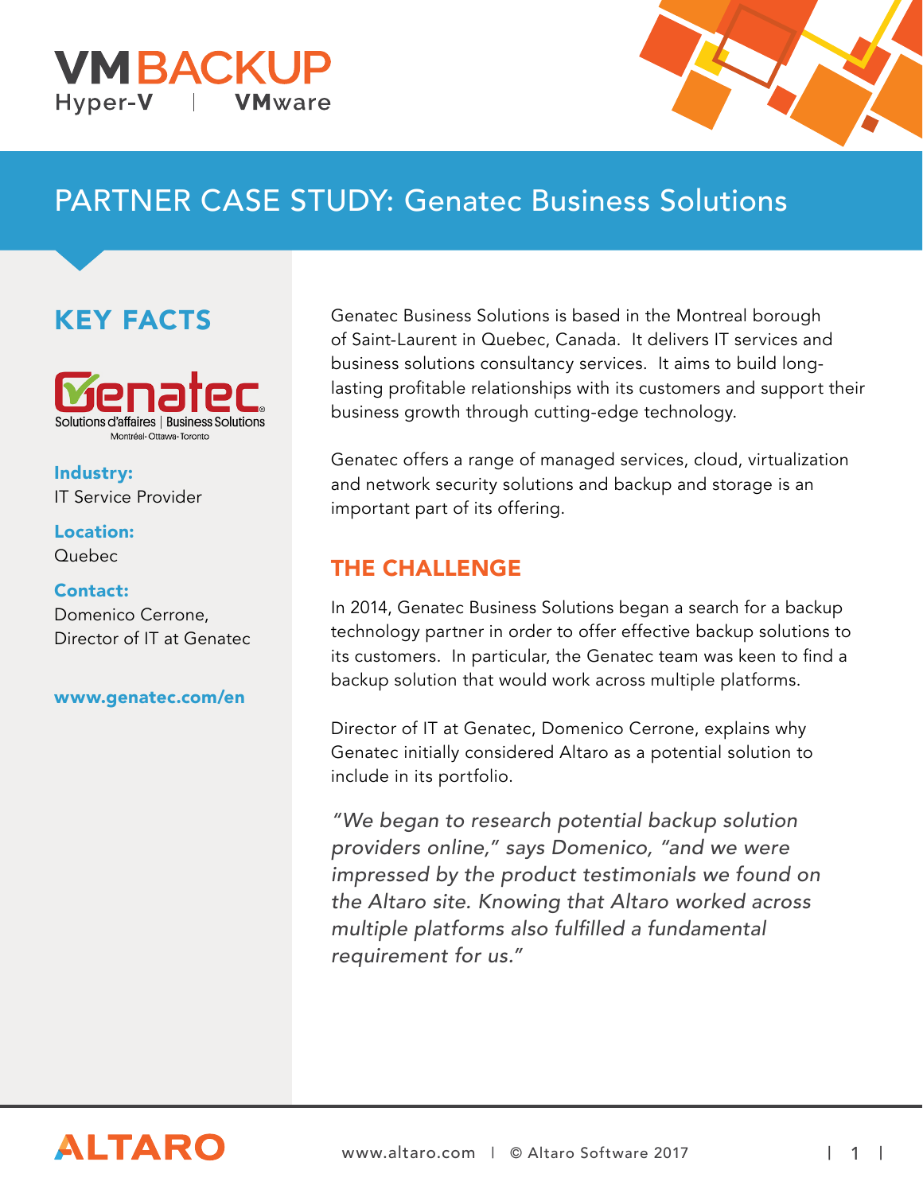VM BACKUP

Hyper-V | VMware

# PARTNER CASE STUDY: Genatec Business Solutions

## KEY FACTS

Genatec
Solutions d'affaires | Business Solutions
Montréal-Ottawa-Toronto

**Industry:**
IT Service Provider

**Location:**
Quebec

**Contact:**
Domenico Cerrone,
Director of IT at Genatec

**www.genatec.com/en**

Genatec Business Solutions is based in the Montreal borough of Saint-Laurent in Quebec, Canada. It delivers IT services and business solutions consultancy services. It aims to build long-lasting profitable relationships with its customers and support their business growth through cutting-edge technology.

Genatec offers a range of managed services, cloud, virtualization and network security solutions and backup and storage is an important part of its offering.

## THE CHALLENGE

In 2014, Genatec Business Solutions began a search for a backup technology partner in order to offer effective backup solutions to its customers. In particular, the Genatec team was keen to find a backup solution that would work across multiple platforms.

Director of IT at Genatec, Domenico Cerrone, explains why Genatec initially considered Altaro as a potential solution to include in its portfolio.

*"We began to research potential backup solution providers online," says Domenico, "and we were impressed by the product testimonials we found on the Altaro site. Knowing that Altaro worked across multiple platforms also fulfilled a fundamental requirement for us."*

ALTARO

www.altaro.com | © Altaro Software 2017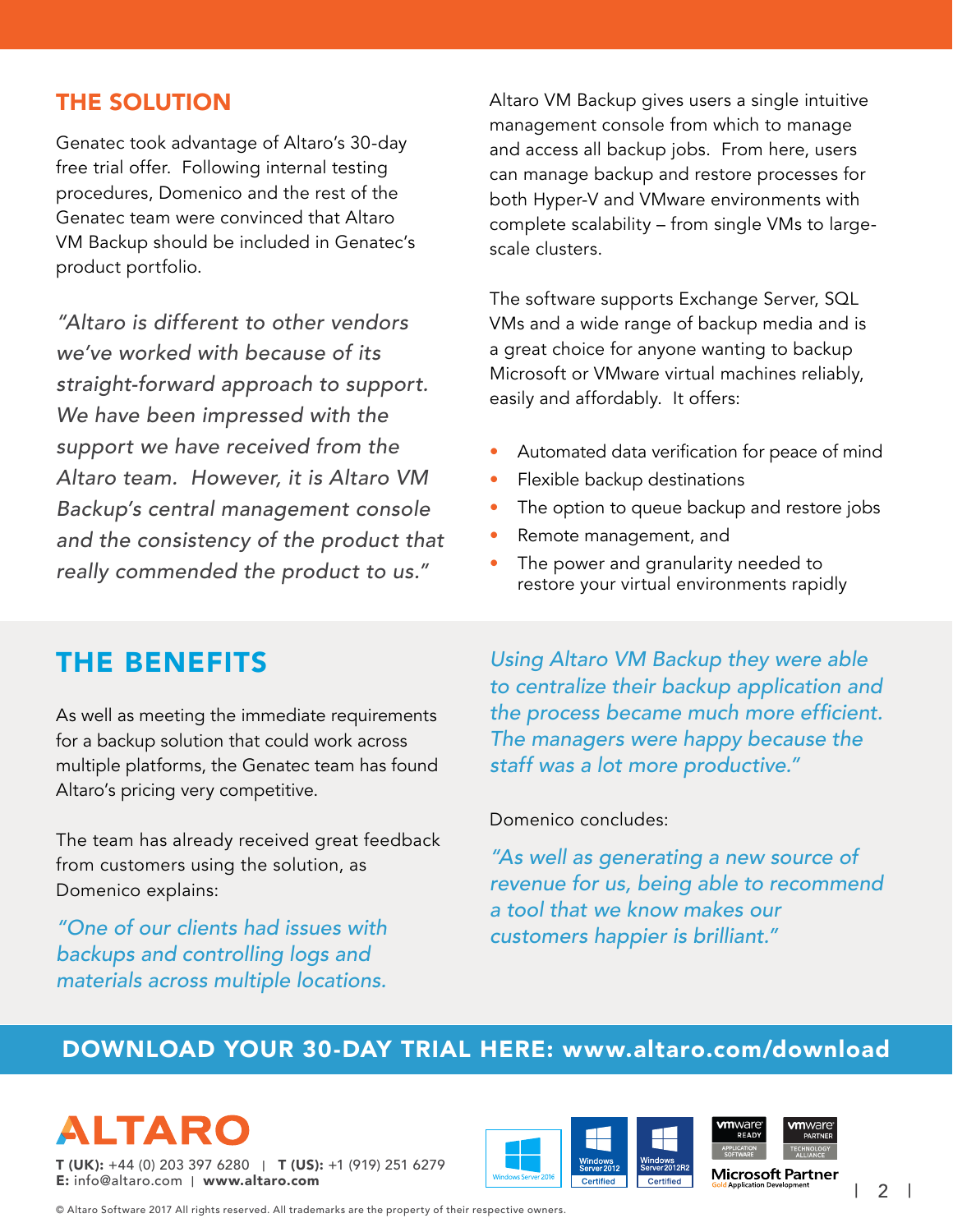## THE SOLUTION

Genatec took advantage of Altaro's 30-day free trial offer. Following internal testing procedures, Domenico and the rest of the Genatec team were convinced that Altaro VM Backup should be included in Genatec's product portfolio.

*"Altaro is different to other vendors we've worked with because of its straight-forward approach to support. We have been impressed with the support we have received from the Altaro team. However, it is Altaro VM Backup's central management console and the consistency of the product that really commended the product to us."*

Altaro VM Backup gives users a single intuitive management console from which to manage and access all backup jobs. From here, users can manage backup and restore processes for both Hyper-V and VMware environments with complete scalability – from single VMs to large-scale clusters.

The software supports Exchange Server, SQL VMs and a wide range of backup media and is a great choice for anyone wanting to backup Microsoft or VMware virtual machines reliably, easily and affordably. It offers:

- Automated data verification for peace of mind
- Flexible backup destinations
- The option to queue backup and restore jobs
- Remote management, and
- The power and granularity needed to restore your virtual environments rapidly

## THE BENEFITS

As well as meeting the immediate requirements for a backup solution that could work across multiple platforms, the Genatec team has found Altaro's pricing very competitive.

The team has already received great feedback from customers using the solution, as Domenico explains:

*"One of our clients had issues with backups and controlling logs and materials across multiple locations. Using Altaro VM Backup they were able to centralize their backup application and the process became much more efficient. The managers were happy because the staff was a lot more productive."*

Domenico concludes:

*"As well as generating a new source of revenue for us, being able to recommend a tool that we know makes our customers happier is brilliant."*

**DOWNLOAD YOUR 30-DAY TRIAL HERE: www.altaro.com/download**

ALTARO

**T (UK):** +44 (0) 203 397 6280 | **T (US):** +1 (919) 251 6279
**E:** info@altaro.com | **www.altaro.com**

© Altaro Software 2017 All rights reserved. All trademarks are the property of their respective owners.